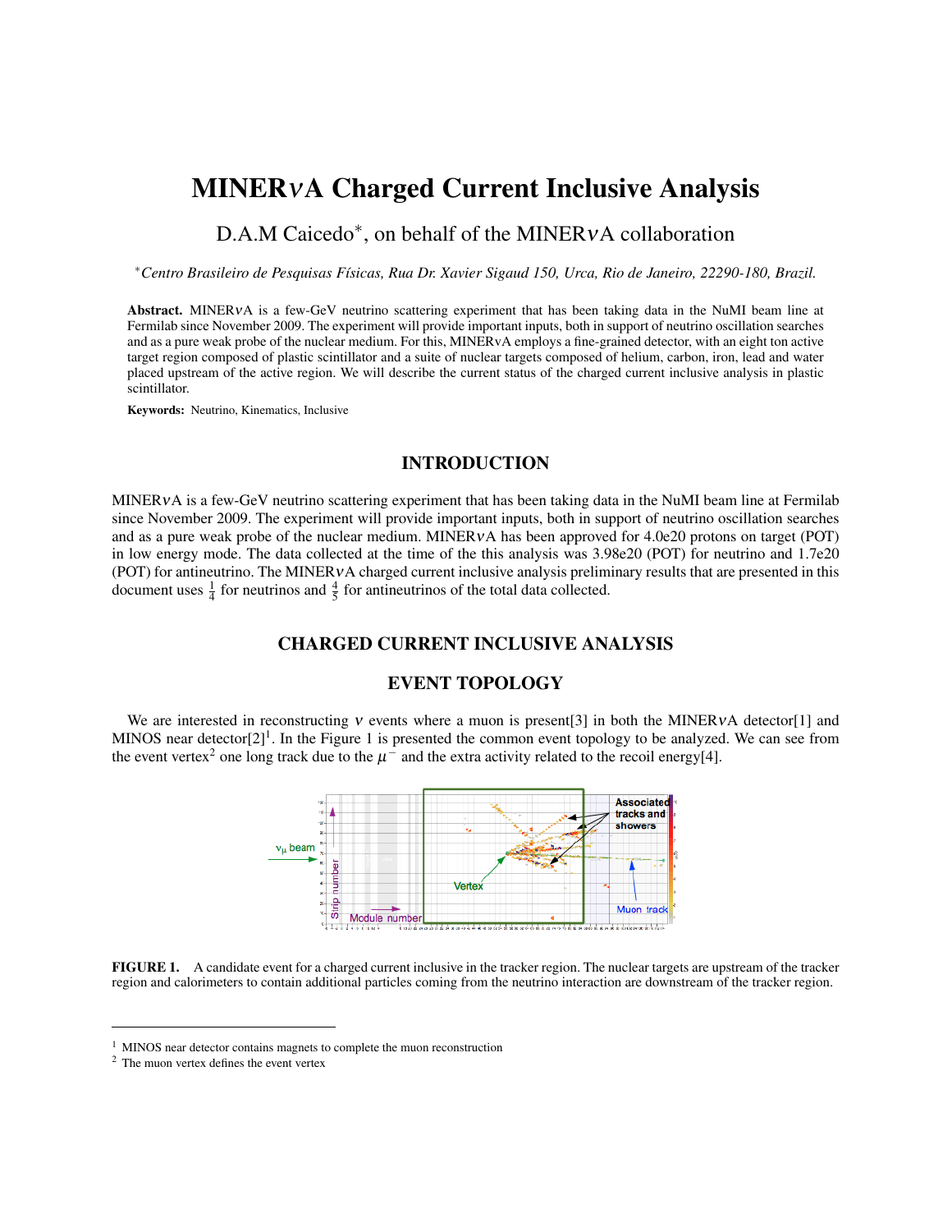# MINER$\nu$A Charged Current Inclusive Analysis

D.A.M Caicedo*, on behalf of the MINER$\nu$A collaboration

*Centro Brasileiro de Pesquisas Físicas, Rua Dr. Xavier Sigaud 150, Urca, Rio de Janeiro, 22290-180, Brazil.*

**Abstract.** MINER$\nu$A is a few-GeV neutrino scattering experiment that has been taking data in the NuMI beam line at Fermilab since November 2009. The experiment will provide important inputs, both in support of neutrino oscillation searches and as a pure weak probe of the nuclear medium. For this, MINER$\nu$A employs a fine-grained detector, with an eight ton active target region composed of plastic scintillator and a suite of nuclear targets composed of helium, carbon, iron, lead and water placed upstream of the active region. We will describe the current status of the charged current inclusive analysis in plastic scintillator.

**Keywords:** Neutrino, Kinematics, Inclusive

## INTRODUCTION

MINER$\nu$A is a few-GeV neutrino scattering experiment that has been taking data in the NuMI beam line at Fermilab since November 2009. The experiment will provide important inputs, both in support of neutrino oscillation searches and as a pure weak probe of the nuclear medium. MINER$\nu$A has been approved for 4.0e20 protons on target (POT) in low energy mode. The data collected at the time of the this analysis was 3.98e20 (POT) for neutrino and 1.7e20 (POT) for antineutrino. The MINER$\nu$A charged current inclusive analysis preliminary results that are presented in this document uses $\frac{1}{4}$ for neutrinos and $\frac{4}{5}$ for antineutrinos of the total data collected.

## CHARGED CURRENT INCLUSIVE ANALYSIS

## EVENT TOPOLOGY

We are interested in reconstructing $\nu$ events where a muon is present[3] in both the MINER$\nu$A detector[1] and MINOS near detector[2][1]. In the Figure 1 is presented the common event topology to be analyzed. We can see from the event vertex[2] one long track due to the $\mu^-$ and the extra activity related to the recoil energy[4].

**FIGURE 1.** A candidate event for a charged current inclusive in the tracker region. The nuclear targets are upstream of the tracker region and calorimeters to contain additional particles coming from the neutrino interaction are downstream of the tracker region.

[1] MINOS near detector contains magnets to complete the muon reconstruction

[2] The muon vertex defines the event vertex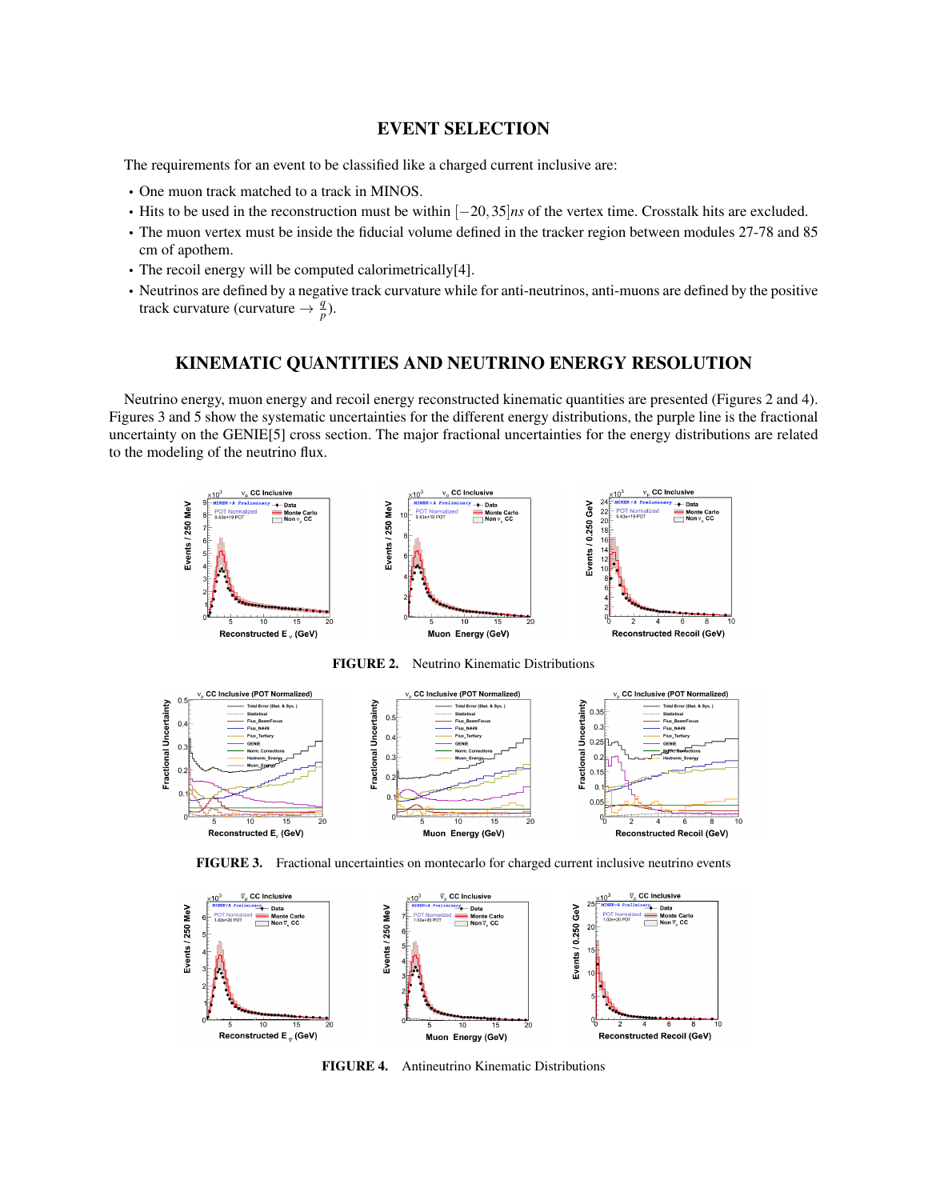## EVENT SELECTION

The requirements for an event to be classified like a charged current inclusive are:

- One muon track matched to a track in MINOS.
- Hits to be used in the reconstruction must be within $[-20, 35]ns$ of the vertex time. Crosstalk hits are excluded.
- The muon vertex must be inside the fiducial volume defined in the tracker region between modules 27-78 and 85 cm of apothem.
- The recoil energy will be computed calorimetrically[4].
- Neutrinos are defined by a negative track curvature while for anti-neutrinos, anti-muons are defined by the positive track curvature (curvature $\rightarrow \frac{q}{p}$).

## KINEMATIC QUANTITIES AND NEUTRINO ENERGY RESOLUTION

Neutrino energy, muon energy and recoil energy reconstructed kinematic quantities are presented (Figures 2 and 4). Figures 3 and 5 show the systematic uncertainties for the different energy distributions, the purple line is the fractional uncertainty on the GENIE[5] cross section. The major fractional uncertainties for the energy distributions are related to the modeling of the neutrino flux.

**FIGURE 2.** Neutrino Kinematic Distributions

**FIGURE 3.** Fractional uncertainties on montecarlo for charged current inclusive neutrino events

**FIGURE 4.** Antineutrino Kinematic Distributions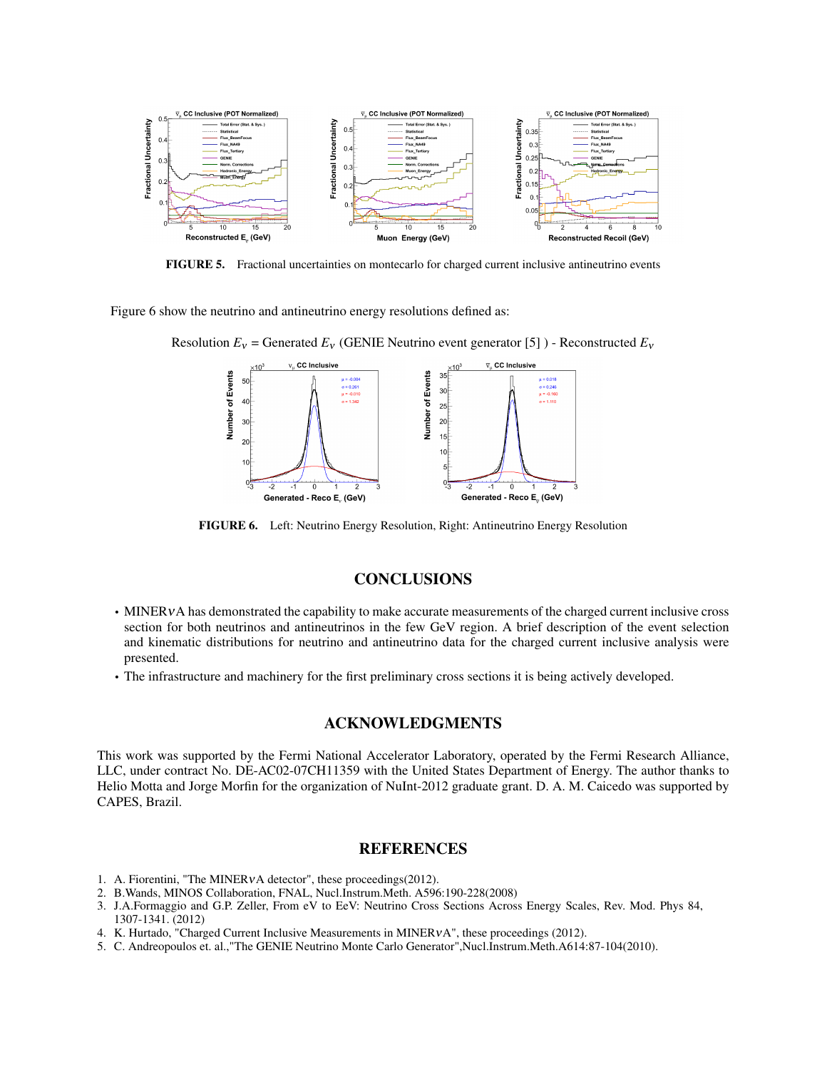$\bar{\nu}_\mu$ CC Inclusive (POT Normalized)

Fractional Uncertainty

Reconstructed $E_\nu$ (GeV)

Total Error (Stat. & Sys.)
Statistical
Flux_BeamFocus
Flux_NA49
Flux_Tertiary
GENIE
Norm. Corrections
Hadronic_Energy
Muon_Energy

$\bar{\nu}_\mu$ CC Inclusive (POT Normalized)

Fractional Uncertainty

Muon Energy (GeV)

$\bar{\nu}_\mu$ CC Inclusive (POT Normalized)

Fractional Uncertainty

Reconstructed Recoil (GeV)

**FIGURE 5.** Fractional uncertainties on montecarlo for charged current inclusive antineutrino events

Figure 6 show the neutrino and antineutrino energy resolutions defined as:

Resolution $E_\nu$ = Generated $E_\nu$ (GENIE Neutrino event generator [5] ) - Reconstructed $E_\nu$

$\nu_\mu$ CC Inclusive

$\times 10^3$

Number of Events

Generated - Reco $E_\nu$ (GeV)

μ = -0.004
σ = 0.261
μ = -0.010
σ = 1.342

$\bar{\nu}_\mu$ CC Inclusive

$\times 10^3$

Number of Events

Generated - Reco $E_{\bar{\nu}}$ (GeV)

μ = 0.018
σ = 0.246
μ = -0.160
σ = 1.110

**FIGURE 6.** Left: Neutrino Energy Resolution, Right: Antineutrino Energy Resolution

## CONCLUSIONS

- MINER$\nu$A has demonstrated the capability to make accurate measurements of the charged current inclusive cross section for both neutrinos and antineutrinos in the few GeV region. A brief description of the event selection and kinematic distributions for neutrino and antineutrino data for the charged current inclusive analysis were presented.
- The infrastructure and machinery for the first preliminary cross sections it is being actively developed.

## ACKNOWLEDGMENTS

This work was supported by the Fermi National Accelerator Laboratory, operated by the Fermi Research Alliance, LLC, under contract No. DE-AC02-07CH11359 with the United States Department of Energy. The author thanks to Helio Motta and Jorge Morfin for the organization of NuInt-2012 graduate grant. D. A. M. Caicedo was supported by CAPES, Brazil.

## REFERENCES

1. A. Fiorentini, "The MINER$\nu$A detector", these proceedings(2012).
2. B.Wands, MINOS Collaboration, FNAL, Nucl.Instrum.Meth. A596:190-228(2008)
3. J.A.Formaggio and G.P. Zeller, From eV to EeV: Neutrino Cross Sections Across Energy Scales, Rev. Mod. Phys 84, 1307-1341. (2012)
4. K. Hurtado, "Charged Current Inclusive Measurements in MINER$\nu$A", these proceedings (2012).
5. C. Andreopoulos et. al.,"The GENIE Neutrino Monte Carlo Generator",Nucl.Instrum.Meth.A614:87-104(2010).